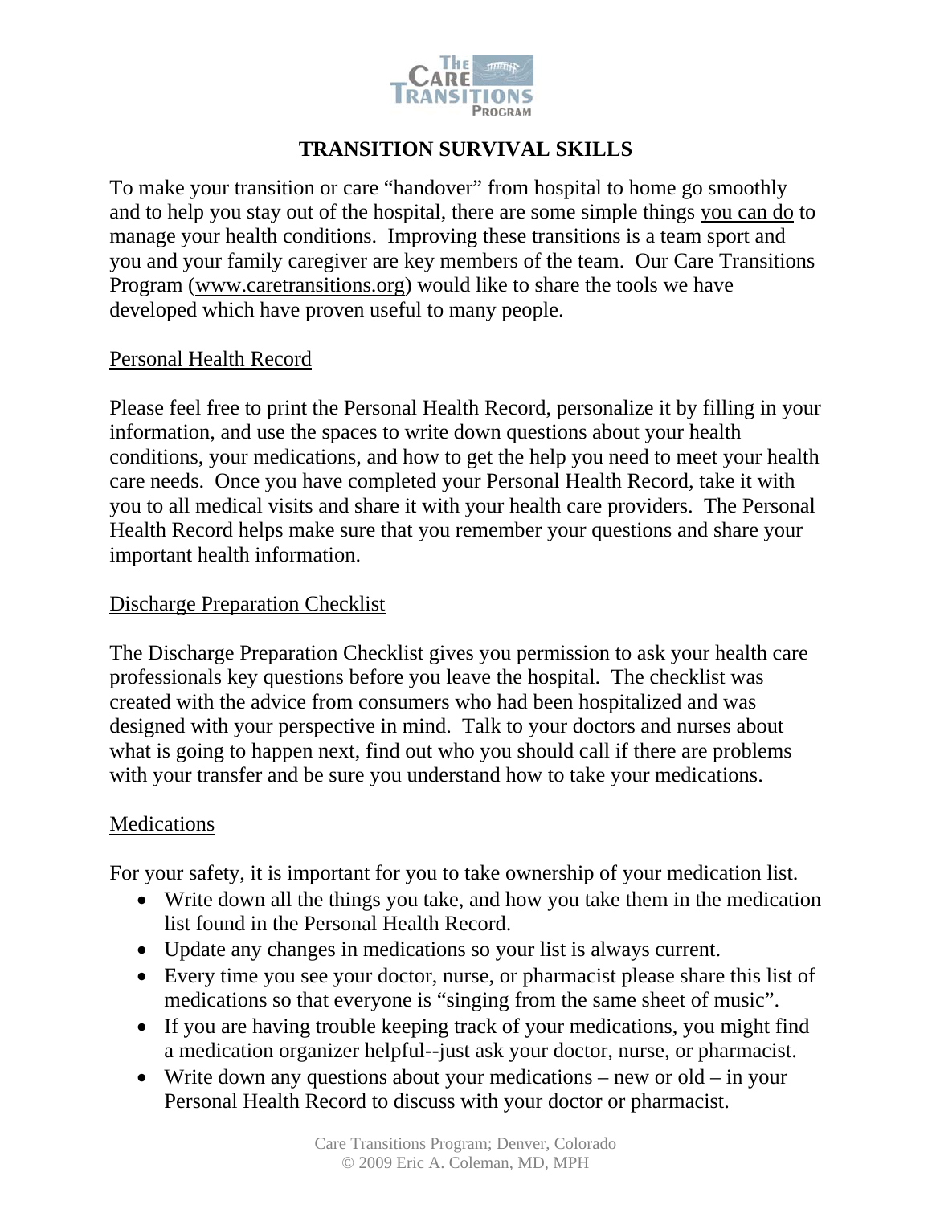# TRANSITION SURVIVAL SKILLS

To make your transition or care "handover" from hospital to home go smoothly and to help you stay out of the hospital, there are some simple things you can do to manage your health conditions. Improving these transitions is a team sport and you and your family caregiver are key members of the team. Our Care Transitions Program (www.caretransitions.org) would like to share the tools we have developed which have proven useful to many people.

## Personal Health Record

Please feel free to print the Personal Health Record, personalize it by filling in your information, and use the spaces to write down questions about your health conditions, your medications, and how to get the help you need to meet your health care needs. Once you have completed your Personal Health Record, take it with you to all medical visits and share it with your health care providers. The Personal Health Record helps make sure that you remember your questions and share your important health information.

## Discharge Preparation Checklist

The Discharge Preparation Checklist gives you permission to ask your health care professionals key questions before you leave the hospital. The checklist was created with the advice from consumers who had been hospitalized and was designed with your perspective in mind. Talk to your doctors and nurses about what is going to happen next, find out who you should call if there are problems with your transfer and be sure you understand how to take your medications.

## Medications

For your safety, it is important for you to take ownership of your medication list.

- Write down all the things you take, and how you take them in the medication list found in the Personal Health Record.
- Update any changes in medications so your list is always current.
- Every time you see your doctor, nurse, or pharmacist please share this list of medications so that everyone is "singing from the same sheet of music".
- If you are having trouble keeping track of your medications, you might find a medication organizer helpful--just ask your doctor, nurse, or pharmacist.
- Write down any questions about your medications – new or old – in your Personal Health Record to discuss with your doctor or pharmacist.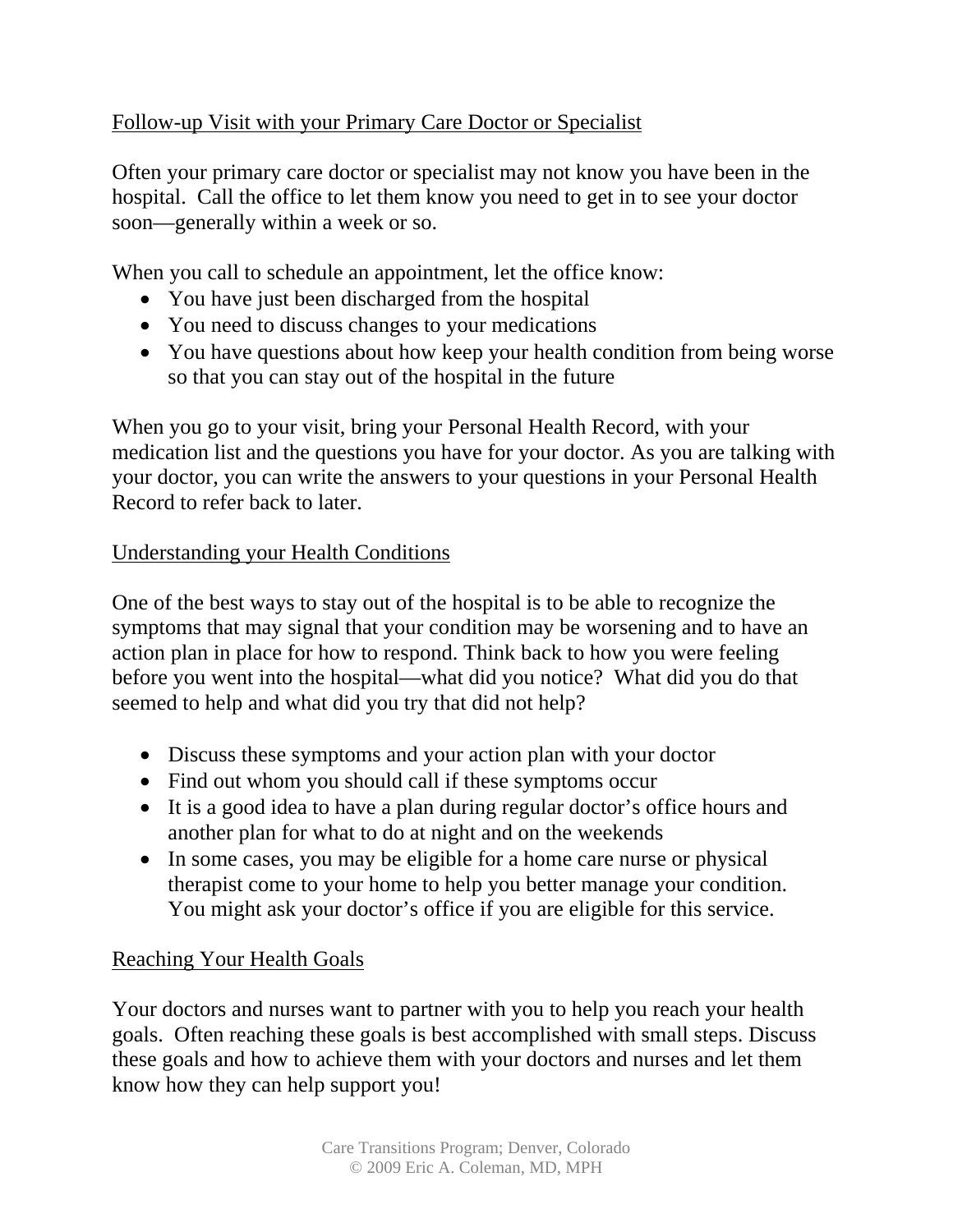## Follow-up Visit with your Primary Care Doctor or Specialist

Often your primary care doctor or specialist may not know you have been in the hospital. Call the office to let them know you need to get in to see your doctor soon—generally within a week or so.

When you call to schedule an appointment, let the office know:

- You have just been discharged from the hospital
- You need to discuss changes to your medications
- You have questions about how keep your health condition from being worse so that you can stay out of the hospital in the future

When you go to your visit, bring your Personal Health Record, with your medication list and the questions you have for your doctor. As you are talking with your doctor, you can write the answers to your questions in your Personal Health Record to refer back to later.

## Understanding your Health Conditions

One of the best ways to stay out of the hospital is to be able to recognize the symptoms that may signal that your condition may be worsening and to have an action plan in place for how to respond. Think back to how you were feeling before you went into the hospital—what did you notice? What did you do that seemed to help and what did you try that did not help?

- Discuss these symptoms and your action plan with your doctor
- Find out whom you should call if these symptoms occur
- It is a good idea to have a plan during regular doctor's office hours and another plan for what to do at night and on the weekends
- In some cases, you may be eligible for a home care nurse or physical therapist come to your home to help you better manage your condition. You might ask your doctor's office if you are eligible for this service.

## Reaching Your Health Goals

Your doctors and nurses want to partner with you to help you reach your health goals. Often reaching these goals is best accomplished with small steps. Discuss these goals and how to achieve them with your doctors and nurses and let them know how they can help support you!

Care Transitions Program; Denver, Colorado
© 2009 Eric A. Coleman, MD, MPH